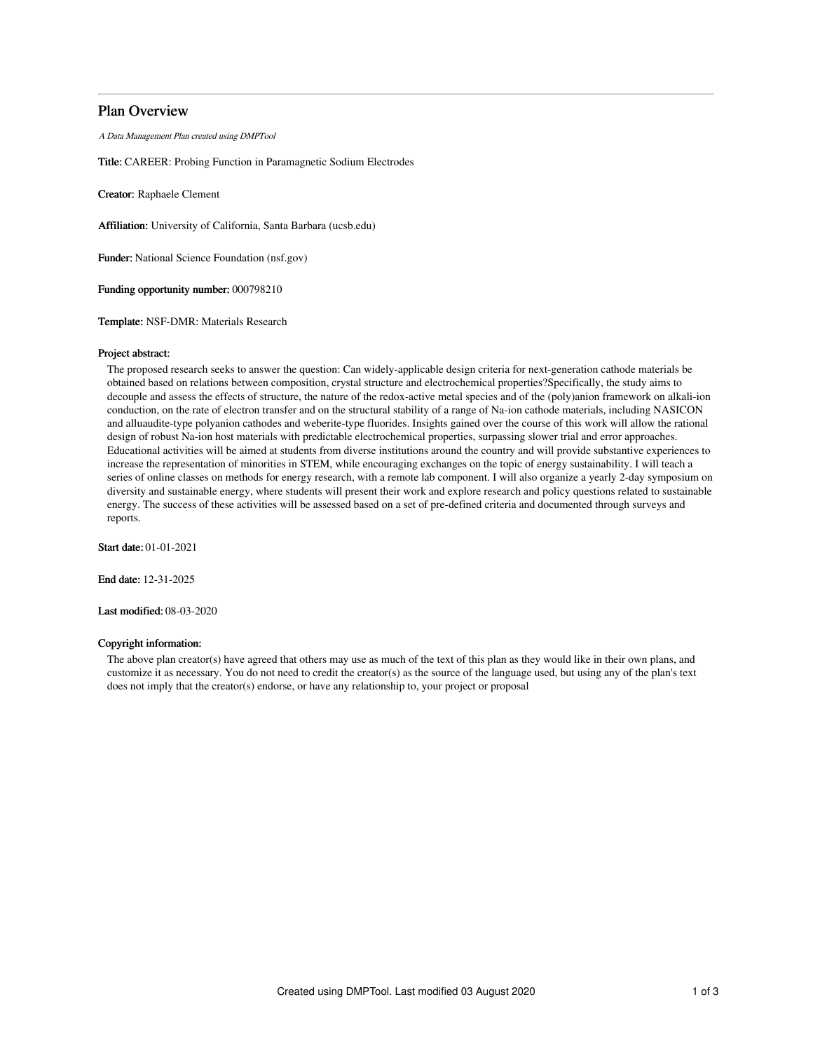# Plan Overview

*A Data Management Plan created using DMPTool*

**Title:** CAREER: Probing Function in Paramagnetic Sodium Electrodes

**Creator:** Raphaele Clement

**Affiliation:** University of California, Santa Barbara (ucsb.edu)

**Funder:** National Science Foundation (nsf.gov)

**Funding opportunity number:** 000798210

**Template:** NSF-DMR: Materials Research

**Project abstract:**

The proposed research seeks to answer the question: Can widely-applicable design criteria for next-generation cathode materials be obtained based on relations between composition, crystal structure and electrochemical properties?Specifically, the study aims to decouple and assess the effects of structure, the nature of the redox-active metal species and of the (poly)anion framework on alkali-ion conduction, on the rate of electron transfer and on the structural stability of a range of Na-ion cathode materials, including NASICON and alluaudite-type polyanion cathodes and weberite-type fluorides. Insights gained over the course of this work will allow the rational design of robust Na-ion host materials with predictable electrochemical properties, surpassing slower trial and error approaches. Educational activities will be aimed at students from diverse institutions around the country and will provide substantive experiences to increase the representation of minorities in STEM, while encouraging exchanges on the topic of energy sustainability. I will teach a series of online classes on methods for energy research, with a remote lab component. I will also organize a yearly 2-day symposium on diversity and sustainable energy, where students will present their work and explore research and policy questions related to sustainable energy. The success of these activities will be assessed based on a set of pre-defined criteria and documented through surveys and reports.

**Start date:** 01-01-2021

**End date:** 12-31-2025

**Last modified:** 08-03-2020

**Copyright information:**

The above plan creator(s) have agreed that others may use as much of the text of this plan as they would like in their own plans, and customize it as necessary. You do not need to credit the creator(s) as the source of the language used, but using any of the plan's text does not imply that the creator(s) endorse, or have any relationship to, your project or proposal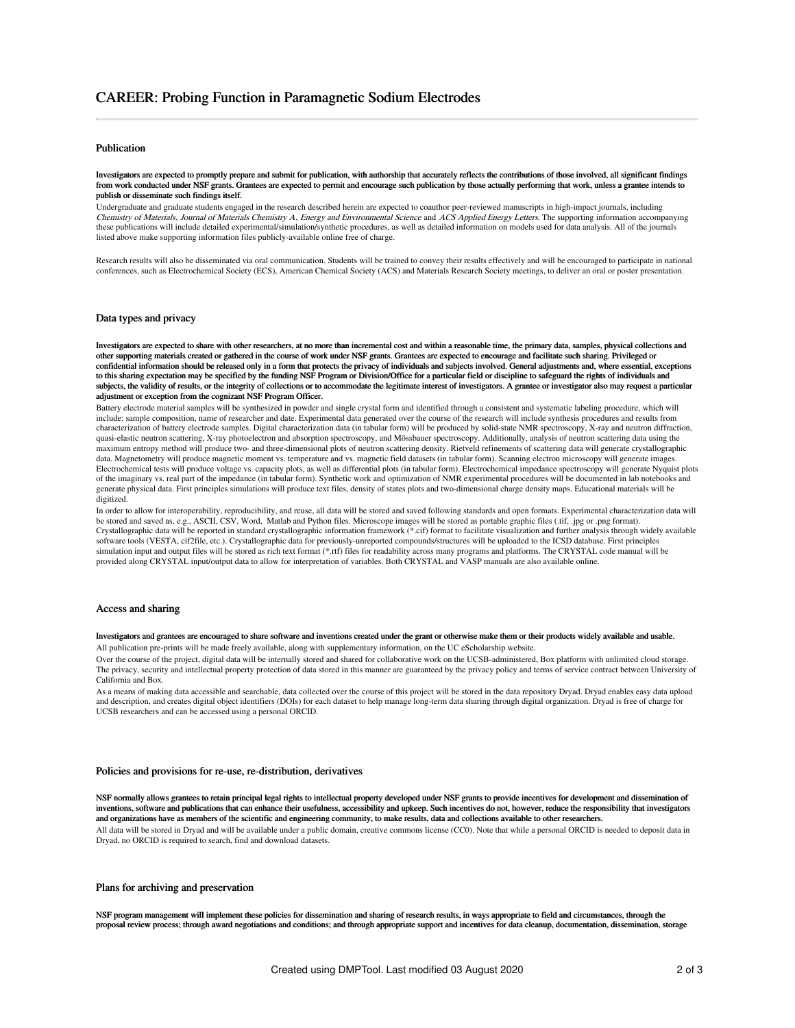# CAREER: Probing Function in Paramagnetic Sodium Electrodes

## Publication

**Investigators are expected to promptly prepare and submit for publication, with authorship that accurately reflects the contributions of those involved, all significant findings from work conducted under NSF grants. Grantees are expected to permit and encourage such publication by those actually performing that work, unless a grantee intends to publish or disseminate such findings itself.**

Undergraduate and graduate students engaged in the research described herein are expected to coauthor peer-reviewed manuscripts in high-impact journals, including *Chemistry of Materials*, *Journal of Materials Chemistry A*, *Energy and Environmental Science* and *ACS Applied Energy Letters*. The supporting information accompanying these publications will include detailed experimental/simulation/synthetic procedures, as well as detailed information on models used for data analysis. All of the journals listed above make supporting information files publicly-available online free of charge.

Research results will also be disseminated via oral communication. Students will be trained to convey their results effectively and will be encouraged to participate in national conferences, such as Electrochemical Society (ECS), American Chemical Society (ACS) and Materials Research Society meetings, to deliver an oral or poster presentation.

## Data types and privacy

**Investigators are expected to share with other researchers, at no more than incremental cost and within a reasonable time, the primary data, samples, physical collections and other supporting materials created or gathered in the course of work under NSF grants. Grantees are expected to encourage and facilitate such sharing. Privileged or confidential information should be released only in a form that protects the privacy of individuals and subjects involved. General adjustments and, where essential, exceptions to this sharing expectation may be specified by the funding NSF Program or Division/Office for a particular field or discipline to safeguard the rights of individuals and subjects, the validity of results, or the integrity of collections or to accommodate the legitimate interest of investigators. A grantee or investigator also may request a particular adjustment or exception from the cognizant NSF Program Officer.**

Battery electrode material samples will be synthesized in powder and single crystal form and identified through a consistent and systematic labeling procedure, which will include: sample composition, name of researcher and date. Experimental data generated over the course of the research will include synthesis procedures and results from characterization of battery electrode samples. Digital characterization data (in tabular form) will be produced by solid-state NMR spectroscopy, X-ray and neutron diffraction, quasi-elastic neutron scattering, X-ray photoelectron and absorption spectroscopy, and Mössbauer spectroscopy. Additionally, analysis of neutron scattering data using the maximum entropy method will produce two- and three-dimensional plots of neutron scattering density. Rietveld refinements of scattering data will generate crystallographic data. Magnetometry will produce magnetic moment vs. temperature and vs. magnetic field datasets (in tabular form). Scanning electron microscopy will generate images. Electrochemical tests will produce voltage vs. capacity plots, as well as differential plots (in tabular form). Electrochemical impedance spectroscopy will generate Nyquist plots of the imaginary vs. real part of the impedance (in tabular form). Synthetic work and optimization of NMR experimental procedures will be documented in lab notebooks and generate physical data. First principles simulations will produce text files, density of states plots and two-dimensional charge density maps. Educational materials will be digitized.

In order to allow for interoperability, reproducibility, and reuse, all data will be stored and saved following standards and open formats. Experimental characterization data will be stored and saved as, e.g., ASCII, CSV, Word, Matlab and Python files. Microscope images will be stored as portable graphic files (.tif, .jpg or .png format). Crystallographic data will be reported in standard crystallographic information framework (*.cif) format to facilitate visualization and further analysis through widely available software tools (VESTA, cif2file, etc.). Crystallographic data for previously-unreported compounds/structures will be uploaded to the ICSD database. First principles simulation input and output files will be stored as rich text format (*.rtf) files for readability across many programs and platforms. The CRYSTAL code manual will be provided along CRYSTAL input/output data to allow for interpretation of variables. Both CRYSTAL and VASP manuals are also available online.

## Access and sharing

**Investigators and grantees are encouraged to share software and inventions created under the grant or otherwise make them or their products widely available and usable.**

All publication pre-prints will be made freely available, along with supplementary information, on the UC eScholarship website.

Over the course of the project, digital data will be internally stored and shared for collaborative work on the UCSB-administered, Box platform with unlimited cloud storage. The privacy, security and intellectual property protection of data stored in this manner are guaranteed by the privacy policy and terms of service contract between University of California and Box.

As a means of making data accessible and searchable, data collected over the course of this project will be stored in the data repository Dryad. Dryad enables easy data upload and description, and creates digital object identifiers (DOIs) for each dataset to help manage long-term data sharing through digital organization. Dryad is free of charge for UCSB researchers and can be accessed using a personal ORCID.

## Policies and provisions for re-use, re-distribution, derivatives

**NSF normally allows grantees to retain principal legal rights to intellectual property developed under NSF grants to provide incentives for development and dissemination of inventions, software and publications that can enhance their usefulness, accessibility and upkeep. Such incentives do not, however, reduce the responsibility that investigators and organizations have as members of the scientific and engineering community, to make results, data and collections available to other researchers.**

All data will be stored in Dryad and will be available under a public domain, creative commons license (CC0). Note that while a personal ORCID is needed to deposit data in Dryad, no ORCID is required to search, find and download datasets.

## Plans for archiving and preservation

**NSF program management will implement these policies for dissemination and sharing of research results, in ways appropriate to field and circumstances, through the proposal review process; through award negotiations and conditions; and through appropriate support and incentives for data cleanup, documentation, dissemination, storage**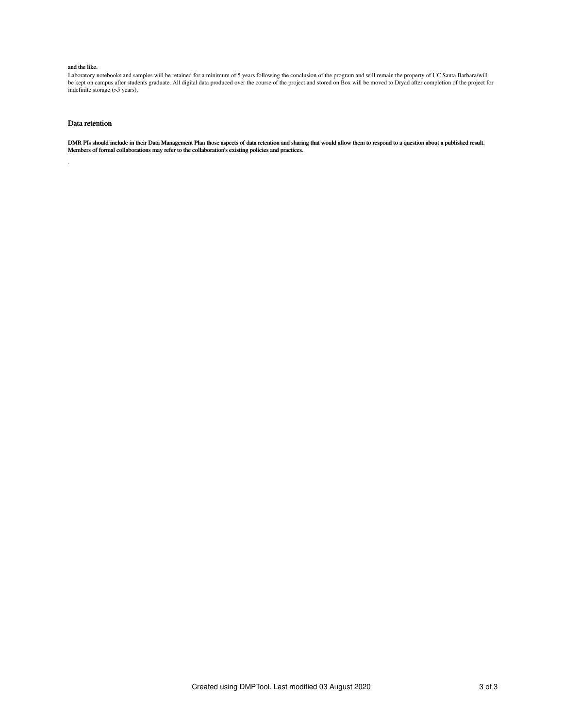**and the like.**

Laboratory notebooks and samples will be retained for a minimum of 5 years following the conclusion of the program and will remain the property of UC Santa Barbara/will be kept on campus after students graduate. All digital data produced over the course of the project and stored on Box will be moved to Dryad after completion of the project for indefinite storage (>5 years).

## Data retention

**DMR PIs should include in their Data Management Plan those aspects of data retention and sharing that would allow them to respond to a question about a published result. Members of formal collaborations may refer to the collaboration's existing policies and practices.**

.